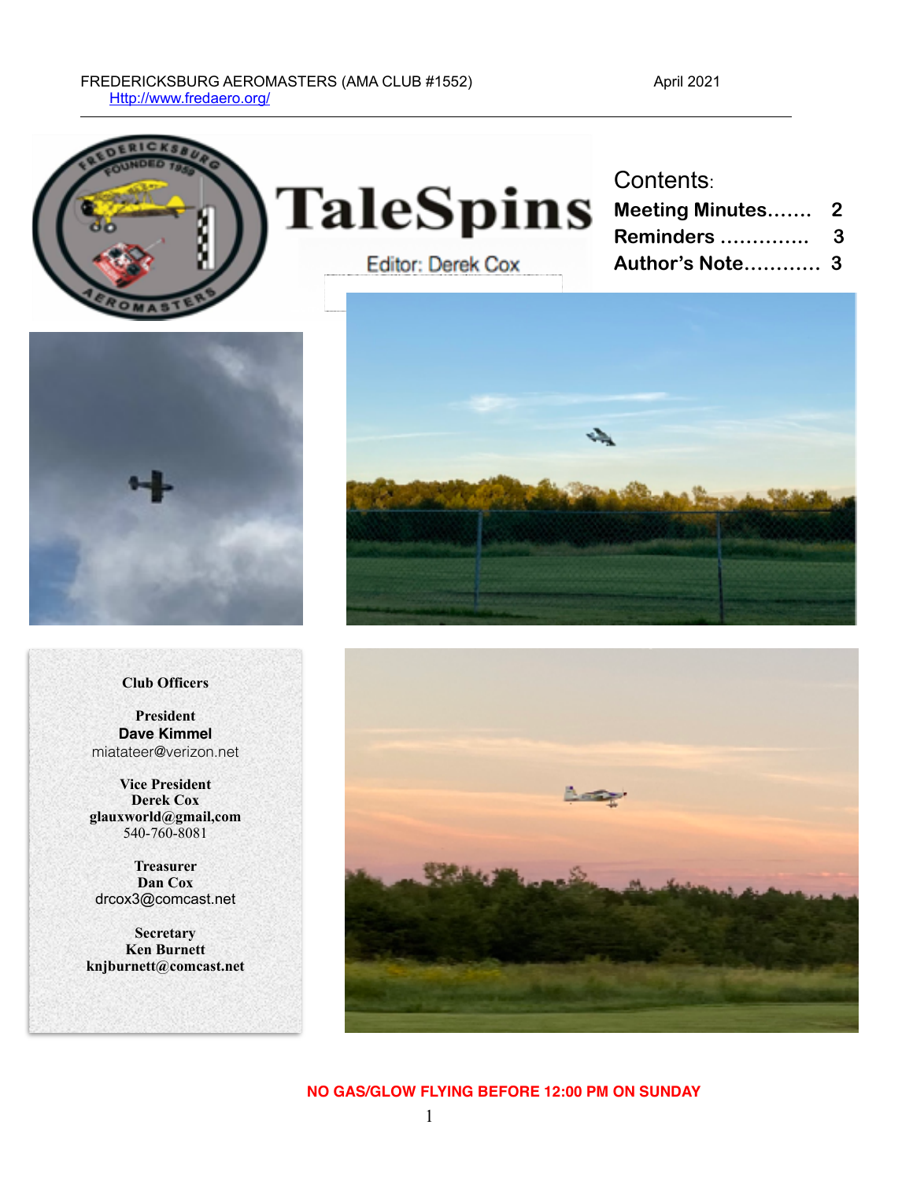FREDERICKSBURG AEROMASTERS (AMA CLUB #1552) April 2021

Http://www.fredaero.org/

# TaleSpins

Editor: Derek Cox

Contents:

**Meeting Minutes....... 2**

**Reminders .............. 3**

**Author's Note............ 3**

**Club Officers**

**President**
**Dave Kimmel**
miatateer@verizon.net

**Vice President**
**Derek Cox**
**glauxworld@gmail,com**
540-760-8081

**Treasurer**
**Dan Cox**
drcox3@comcast.net

**Secretary**
**Ken Burnett**
**knjburnett@comcast.net**

**NO GAS/GLOW FLYING BEFORE 12:00 PM ON SUNDAY**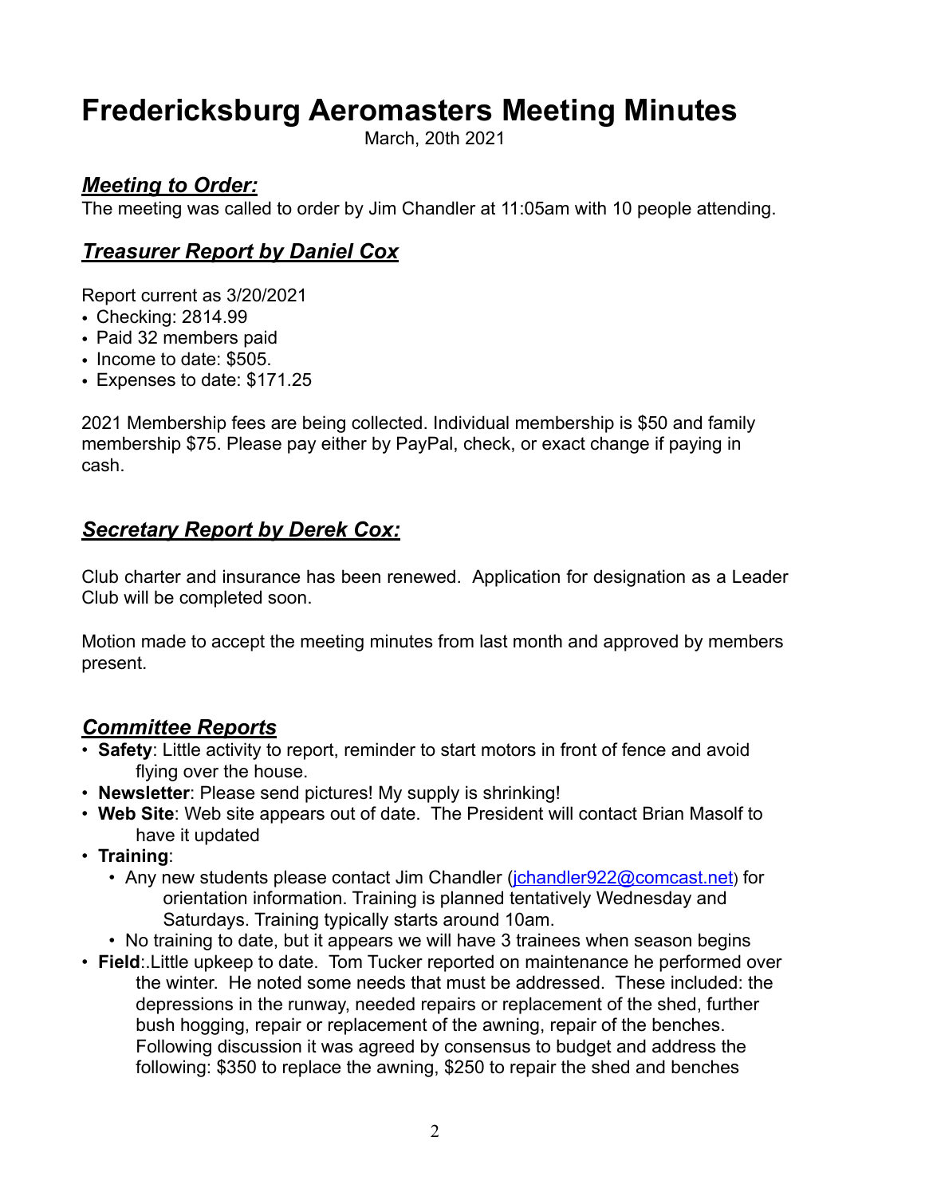# Fredericksburg Aeromasters Meeting Minutes

March, 20th 2021

## *Meeting to Order:*

The meeting was called to order by Jim Chandler at 11:05am with 10 people attending.

## *Treasurer Report by Daniel Cox*

Report current as 3/20/2021

- Checking: 2814.99
- Paid 32 members paid
- Income to date: $505.
- Expenses to date: $171.25

2021 Membership fees are being collected. Individual membership is $50 and family membership $75. Please pay either by PayPal, check, or exact change if paying in cash.

## *Secretary Report by Derek Cox:*

Club charter and insurance has been renewed. Application for designation as a Leader Club will be completed soon.

Motion made to accept the meeting minutes from last month and approved by members present.

## *Committee Reports*

- **Safety**: Little activity to report, reminder to start motors in front of fence and avoid flying over the house.
- **Newsletter**: Please send pictures! My supply is shrinking!
- **Web Site**: Web site appears out of date. The President will contact Brian Masolf to have it updated
- **Training**:
  - Any new students please contact Jim Chandler (jchandler922@comcast.net) for orientation information. Training is planned tentatively Wednesday and Saturdays. Training typically starts around 10am.
  - No training to date, but it appears we will have 3 trainees when season begins
- **Field**:.Little upkeep to date. Tom Tucker reported on maintenance he performed over the winter. He noted some needs that must be addressed. These included: the depressions in the runway, needed repairs or replacement of the shed, further bush hogging, repair or replacement of the awning, repair of the benches. Following discussion it was agreed by consensus to budget and address the following: $350 to replace the awning, $250 to repair the shed and benches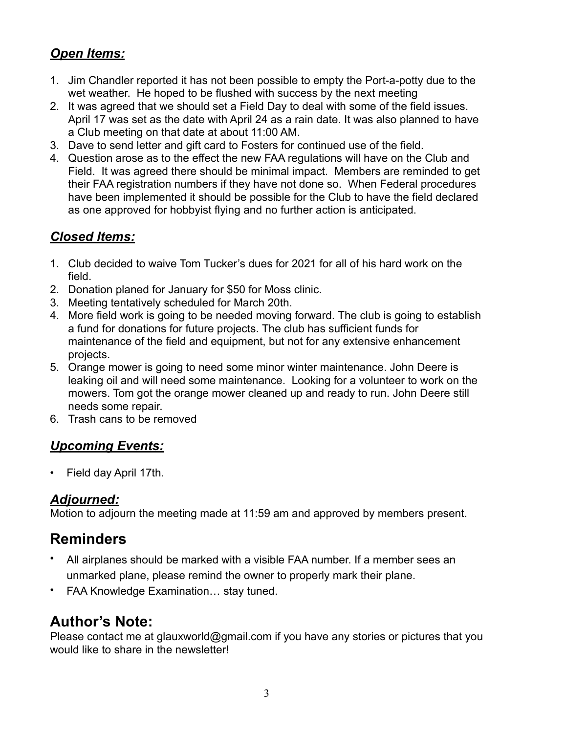## ***Open Items:***

1. Jim Chandler reported it has not been possible to empty the Port-a-potty due to the wet weather. He hoped to be flushed with success by the next meeting
2. It was agreed that we should set a Field Day to deal with some of the field issues. April 17 was set as the date with April 24 as a rain date. It was also planned to have a Club meeting on that date at about 11:00 AM.
3. Dave to send letter and gift card to Fosters for continued use of the field.
4. Question arose as to the effect the new FAA regulations will have on the Club and Field. It was agreed there should be minimal impact. Members are reminded to get their FAA registration numbers if they have not done so. When Federal procedures have been implemented it should be possible for the Club to have the field declared as one approved for hobbyist flying and no further action is anticipated.

## ***Closed Items:***

1. Club decided to waive Tom Tucker's dues for 2021 for all of his hard work on the field.
2. Donation planed for January for $50 for Moss clinic.
3. Meeting tentatively scheduled for March 20th.
4. More field work is going to be needed moving forward. The club is going to establish a fund for donations for future projects. The club has sufficient funds for maintenance of the field and equipment, but not for any extensive enhancement projects.
5. Orange mower is going to need some minor winter maintenance. John Deere is leaking oil and will need some maintenance. Looking for a volunteer to work on the mowers. Tom got the orange mower cleaned up and ready to run. John Deere still needs some repair.
6. Trash cans to be removed

## ***Upcoming Events:***

- Field day April 17th.

## ***Adjourned:***

Motion to adjourn the meeting made at 11:59 am and approved by members present.

# Reminders

- All airplanes should be marked with a visible FAA number. If a member sees an unmarked plane, please remind the owner to properly mark their plane.
- FAA Knowledge Examination… stay tuned.

# Author's Note:

Please contact me at glauxworld@gmail.com if you have any stories or pictures that you would like to share in the newsletter!